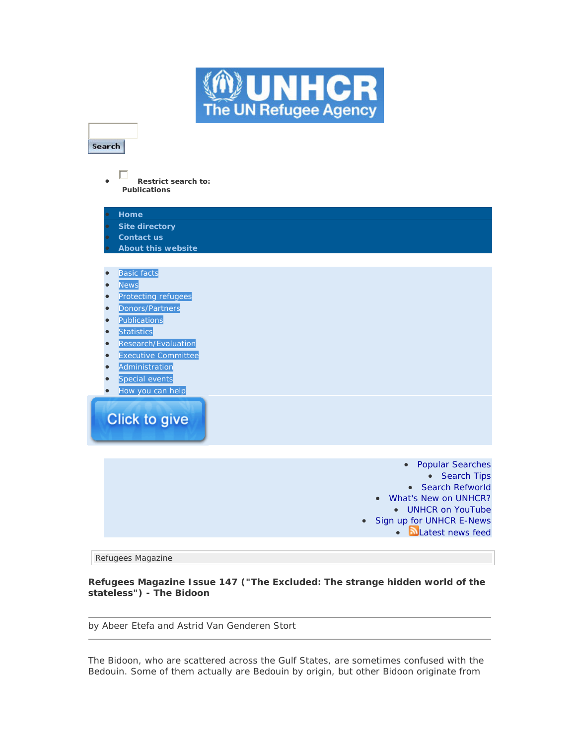Search

- Restrict search to: Publications

- Home
- Site directory
- Contact us
- About this website

- Basic facts
- News
- Protecting refugees
- Donors/Partners
- Publications
- Statistics
- Research/Evaluation
- Executive Committee
- Administration
- Special events
- How you can help

Click to give

- Popular Searches
- Search Tips
- Search Refworld
- What's New on UNHCR?
- UNHCR on YouTube
- Sign up for UNHCR E-News
- Latest news feed

Refugees Magazine

**Refugees Magazine Issue 147 ("The Excluded: The strange hidden world of the stateless") - The Bidoon**

by Abeer Etefa and Astrid Van Genderen Stort

The Bidoon, who are scattered across the Gulf States, are sometimes confused with the Bedouin. Some of them actually are Bedouin by origin, but other Bidoon originate from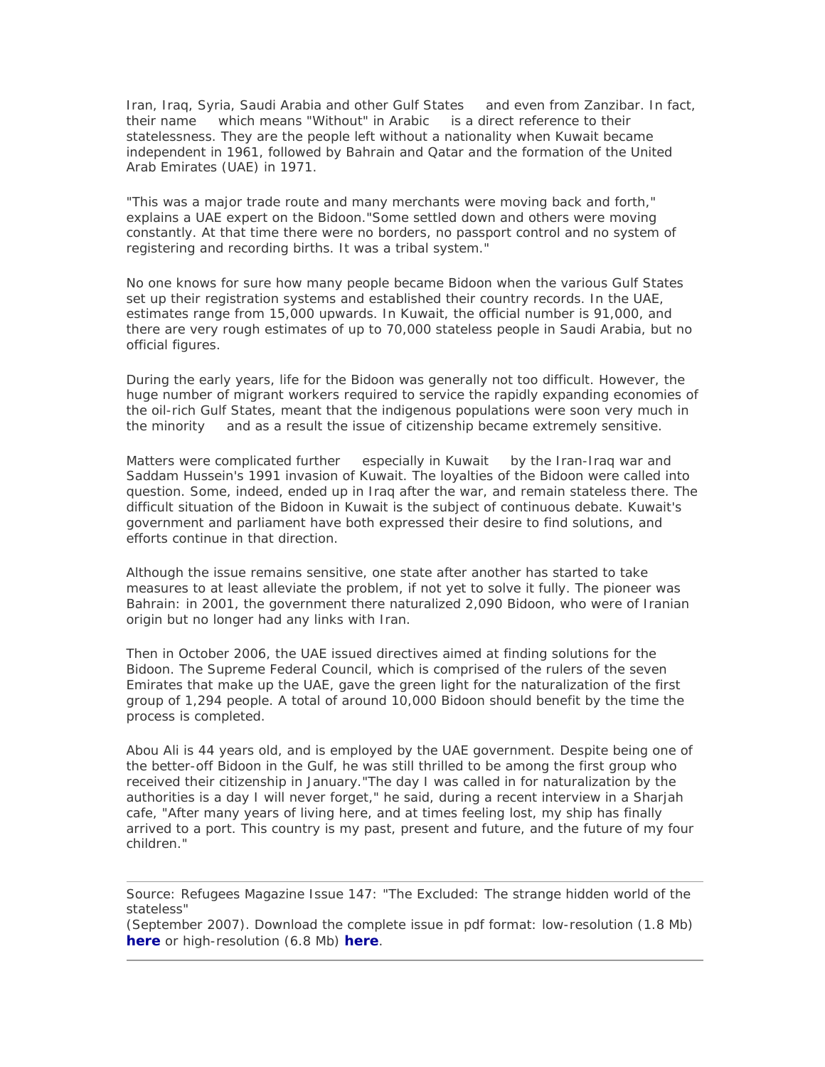Iran, Iraq, Syria, Saudi Arabia and other Gulf States and even from Zanzibar. In fact, their name which means "Without" in Arabic is a direct reference to their statelessness. They are the people left without a nationality when Kuwait became independent in 1961, followed by Bahrain and Qatar and the formation of the United Arab Emirates (UAE) in 1971.

"This was a major trade route and many merchants were moving back and forth," explains a UAE expert on the Bidoon."Some settled down and others were moving constantly. At that time there were no borders, no passport control and no system of registering and recording births. It was a tribal system."

No one knows for sure how many people became Bidoon when the various Gulf States set up their registration systems and established their country records. In the UAE, estimates range from 15,000 upwards. In Kuwait, the official number is 91,000, and there are very rough estimates of up to 70,000 stateless people in Saudi Arabia, but no official figures.

During the early years, life for the Bidoon was generally not too difficult. However, the huge number of migrant workers required to service the rapidly expanding economies of the oil-rich Gulf States, meant that the indigenous populations were soon very much in the minority and as a result the issue of citizenship became extremely sensitive.

Matters were complicated further especially in Kuwait by the Iran-Iraq war and Saddam Hussein's 1991 invasion of Kuwait. The loyalties of the Bidoon were called into question. Some, indeed, ended up in Iraq after the war, and remain stateless there. The difficult situation of the Bidoon in Kuwait is the subject of continuous debate. Kuwait's government and parliament have both expressed their desire to find solutions, and efforts continue in that direction.

Although the issue remains sensitive, one state after another has started to take measures to at least alleviate the problem, if not yet to solve it fully. The pioneer was Bahrain: in 2001, the government there naturalized 2,090 Bidoon, who were of Iranian origin but no longer had any links with Iran.

Then in October 2006, the UAE issued directives aimed at finding solutions for the Bidoon. The Supreme Federal Council, which is comprised of the rulers of the seven Emirates that make up the UAE, gave the green light for the naturalization of the first group of 1,294 people. A total of around 10,000 Bidoon should benefit by the time the process is completed.

Abou Ali is 44 years old, and is employed by the UAE government. Despite being one of the better-off Bidoon in the Gulf, he was still thrilled to be among the first group who received their citizenship in January."The day I was called in for naturalization by the authorities is a day I will never forget," he said, during a recent interview in a Sharjah cafe, "After many years of living here, and at times feeling lost, my ship has finally arrived to a port. This country is my past, present and future, and the future of my four children."

---

Source: Refugees Magazine Issue 147: "The Excluded: The strange hidden world of the stateless"
(September 2007). Download the complete issue in pdf format: low-resolution (1.8 Mb) **here** or high-resolution (6.8 Mb) **here**.

---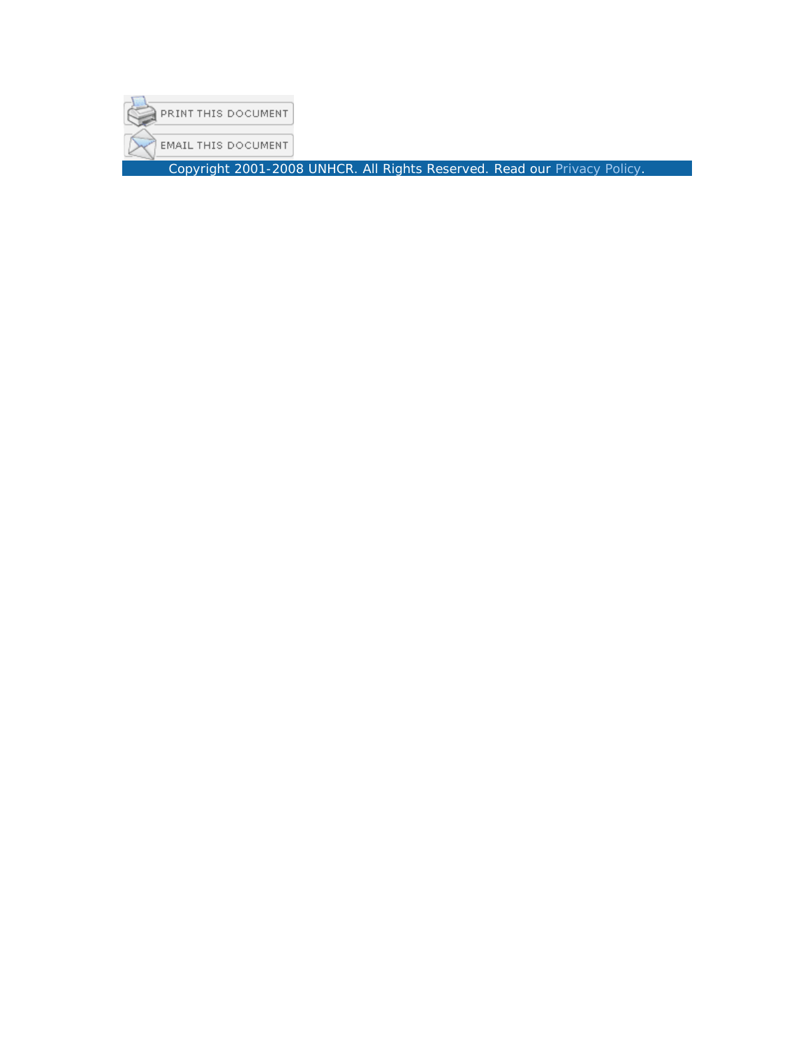PRINT THIS DOCUMENT

EMAIL THIS DOCUMENT

Copyright 2001-2008 UNHCR. All Rights Reserved. Read our Privacy Policy.